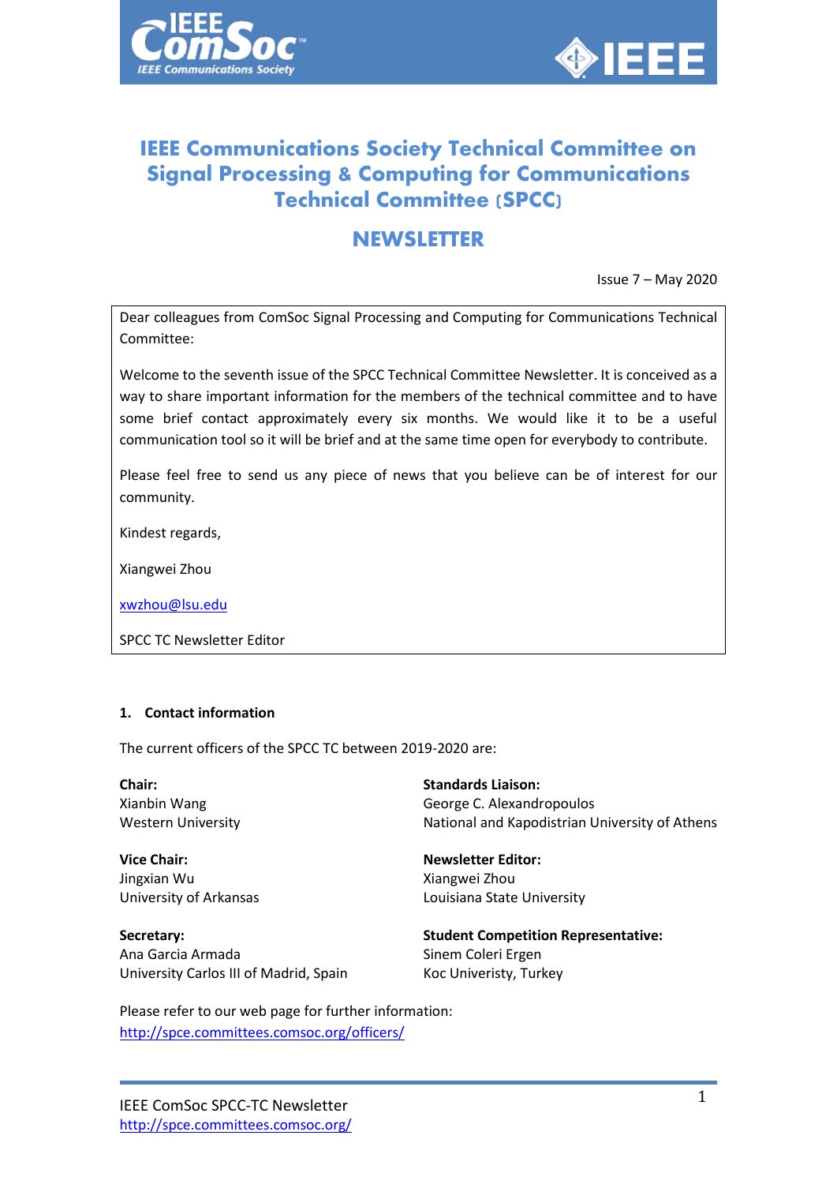# IEEE Communications Society Technical Committee on Signal Processing & Computing for Communications Technical Committee (SPCC)

## NEWSLETTER

Issue 7 – May 2020

Dear colleagues from ComSoc Signal Processing and Computing for Communications Technical Committee:

Welcome to the seventh issue of the SPCC Technical Committee Newsletter. It is conceived as a way to share important information for the members of the technical committee and to have some brief contact approximately every six months. We would like it to be a useful communication tool so it will be brief and at the same time open for everybody to contribute.

Please feel free to send us any piece of news that you believe can be of interest for our community.

Kindest regards,

Xiangwei Zhou

xwzhou@lsu.edu

SPCC TC Newsletter Editor

### 1. Contact information

The current officers of the SPCC TC between 2019-2020 are:

**Chair:**
Xianbin Wang
Western University

**Vice Chair:**
Jingxian Wu
University of Arkansas

**Secretary:**
Ana Garcia Armada
University Carlos III of Madrid, Spain

**Standards Liaison:**
George C. Alexandropoulos
National and Kapodistrian University of Athens

**Newsletter Editor:**
Xiangwei Zhou
Louisiana State University

**Student Competition Representative:**
Sinem Coleri Ergen
Koc Univeristy, Turkey

Please refer to our web page for further information:
http://spce.committees.comsoc.org/officers/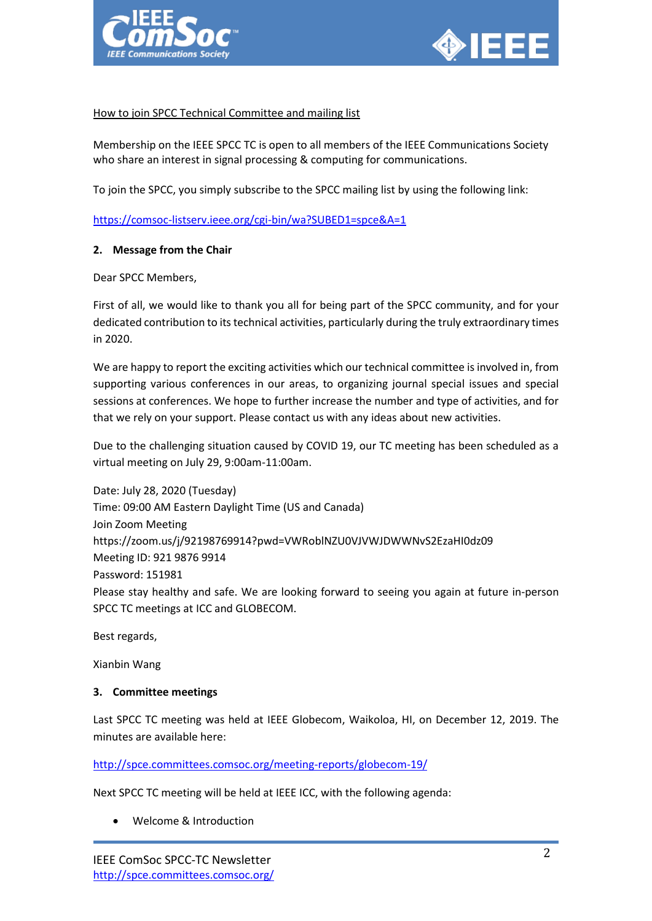How to join SPCC Technical Committee and mailing list

Membership on the IEEE SPCC TC is open to all members of the IEEE Communications Society who share an interest in signal processing & computing for communications.

To join the SPCC, you simply subscribe to the SPCC mailing list by using the following link:

https://comsoc-listserv.ieee.org/cgi-bin/wa?SUBED1=spce&A=1

## 2. Message from the Chair

Dear SPCC Members,

First of all, we would like to thank you all for being part of the SPCC community, and for your dedicated contribution to its technical activities, particularly during the truly extraordinary times in 2020.

We are happy to report the exciting activities which our technical committee is involved in, from supporting various conferences in our areas, to organizing journal special issues and special sessions at conferences. We hope to further increase the number and type of activities, and for that we rely on your support. Please contact us with any ideas about new activities.

Due to the challenging situation caused by COVID 19, our TC meeting has been scheduled as a virtual meeting on July 29, 9:00am-11:00am.

Date: July 28, 2020 (Tuesday)
Time: 09:00 AM Eastern Daylight Time (US and Canada)
Join Zoom Meeting
https://zoom.us/j/92198769914?pwd=VWRoblNZU0VJVWJDWWNvS2EzaHI0dz09
Meeting ID: 921 9876 9914
Password: 151981
Please stay healthy and safe. We are looking forward to seeing you again at future in-person SPCC TC meetings at ICC and GLOBECOM.

Best regards,

Xianbin Wang

## 3. Committee meetings

Last SPCC TC meeting was held at IEEE Globecom, Waikoloa, HI, on December 12, 2019. The minutes are available here:

http://spce.committees.comsoc.org/meeting-reports/globecom-19/

Next SPCC TC meeting will be held at IEEE ICC, with the following agenda:

- Welcome & Introduction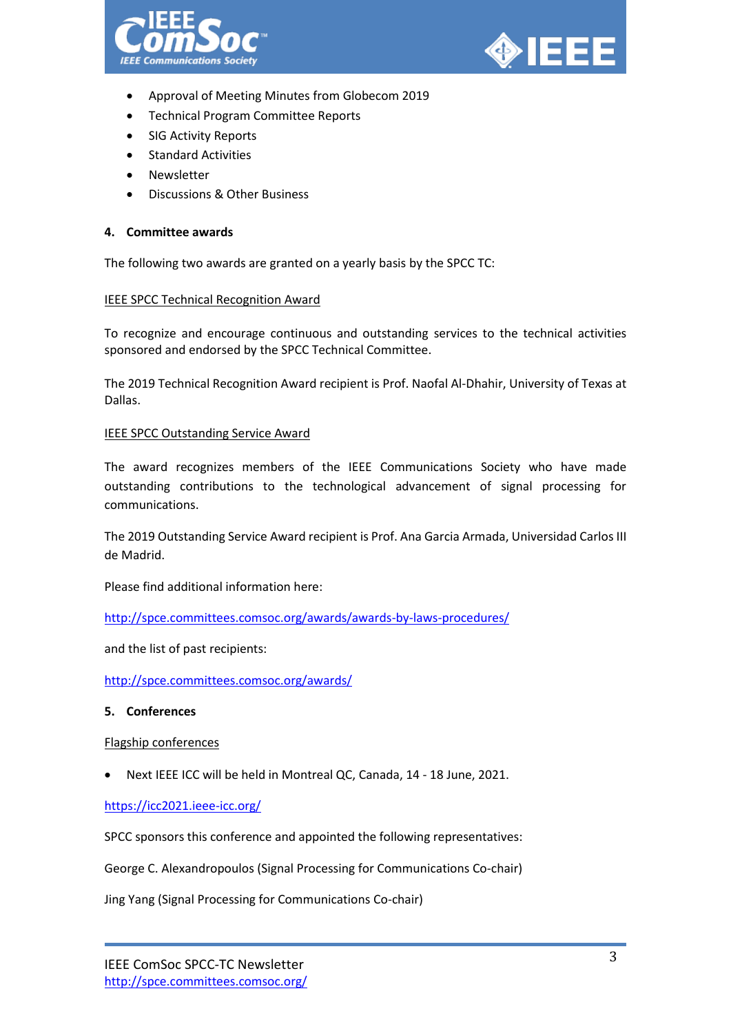- Approval of Meeting Minutes from Globecom 2019
- Technical Program Committee Reports
- SIG Activity Reports
- Standard Activities
- Newsletter
- Discussions & Other Business

## 4. Committee awards

The following two awards are granted on a yearly basis by the SPCC TC:

IEEE SPCC Technical Recognition Award

To recognize and encourage continuous and outstanding services to the technical activities sponsored and endorsed by the SPCC Technical Committee.

The 2019 Technical Recognition Award recipient is Prof. Naofal Al-Dhahir, University of Texas at Dallas.

IEEE SPCC Outstanding Service Award

The award recognizes members of the IEEE Communications Society who have made outstanding contributions to the technological advancement of signal processing for communications.

The 2019 Outstanding Service Award recipient is Prof. Ana Garcia Armada, Universidad Carlos III de Madrid.

Please find additional information here:

http://spce.committees.comsoc.org/awards/awards-by-laws-procedures/

and the list of past recipients:

http://spce.committees.comsoc.org/awards/

## 5. Conferences

Flagship conferences

- Next IEEE ICC will be held in Montreal QC, Canada, 14 - 18 June, 2021.

https://icc2021.ieee-icc.org/

SPCC sponsors this conference and appointed the following representatives:

George C. Alexandropoulos (Signal Processing for Communications Co-chair)

Jing Yang (Signal Processing for Communications Co-chair)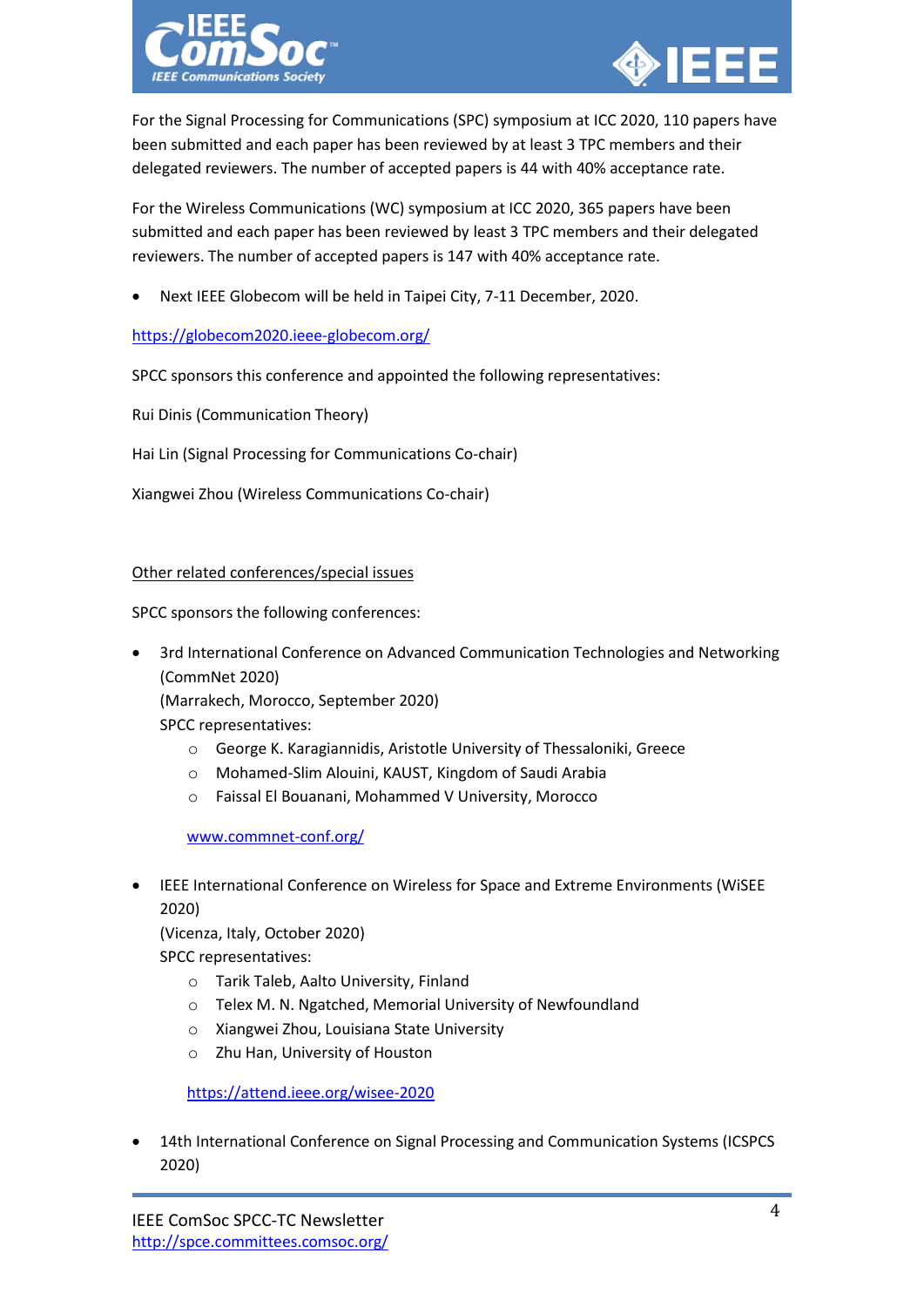For the Signal Processing for Communications (SPC) symposium at ICC 2020, 110 papers have been submitted and each paper has been reviewed by at least 3 TPC members and their delegated reviewers. The number of accepted papers is 44 with 40% acceptance rate.

For the Wireless Communications (WC) symposium at ICC 2020, 365 papers have been submitted and each paper has been reviewed by least 3 TPC members and their delegated reviewers. The number of accepted papers is 147 with 40% acceptance rate.

- Next IEEE Globecom will be held in Taipei City, 7-11 December, 2020.

https://globecom2020.ieee-globecom.org/

SPCC sponsors this conference and appointed the following representatives:

Rui Dinis (Communication Theory)

Hai Lin (Signal Processing for Communications Co-chair)

Xiangwei Zhou (Wireless Communications Co-chair)

Other related conferences/special issues

SPCC sponsors the following conferences:

- 3rd International Conference on Advanced Communication Technologies and Networking (CommNet 2020)
  (Marrakech, Morocco, September 2020)
  SPCC representatives:
  - George K. Karagiannidis, Aristotle University of Thessaloniki, Greece
  - Mohamed-Slim Alouini, KAUST, Kingdom of Saudi Arabia
  - Faissal El Bouanani, Mohammed V University, Morocco

  www.commnet-conf.org/

- IEEE International Conference on Wireless for Space and Extreme Environments (WiSEE 2020)
  (Vicenza, Italy, October 2020)
  SPCC representatives:
  - Tarik Taleb, Aalto University, Finland
  - Telex M. N. Ngatched, Memorial University of Newfoundland
  - Xiangwei Zhou, Louisiana State University
  - Zhu Han, University of Houston

  https://attend.ieee.org/wisee-2020

- 14th International Conference on Signal Processing and Communication Systems (ICSPCS 2020)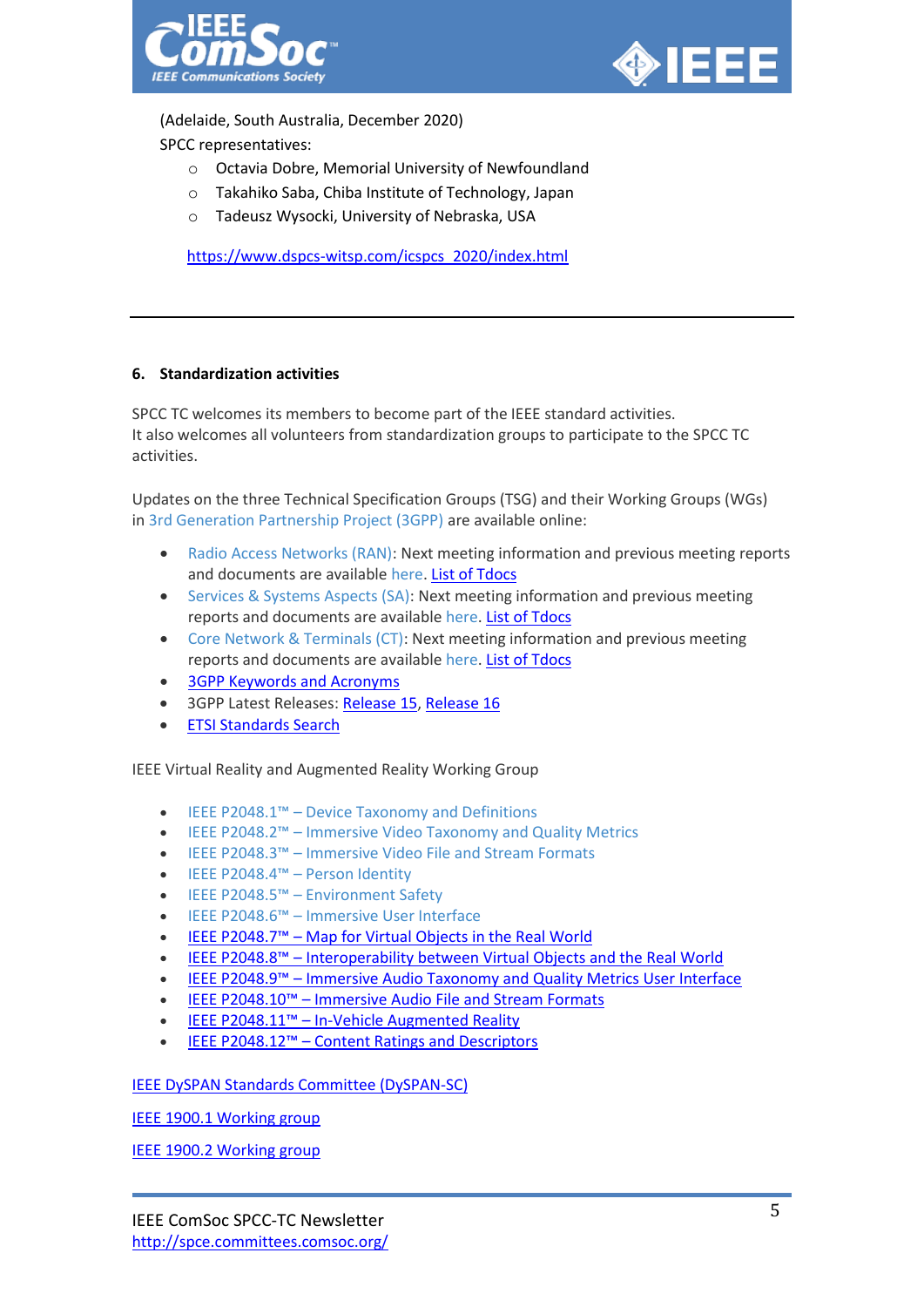(Adelaide, South Australia, December 2020)

SPCC representatives:

- Octavia Dobre, Memorial University of Newfoundland
- Takahiko Saba, Chiba Institute of Technology, Japan
- Tadeusz Wysocki, University of Nebraska, USA

https://www.dspcs-witsp.com/icspcs_2020/index.html

---

## 6. Standardization activities

SPCC TC welcomes its members to become part of the IEEE standard activities.
It also welcomes all volunteers from standardization groups to participate to the SPCC TC activities.

Updates on the three Technical Specification Groups (TSG) and their Working Groups (WGs) in 3rd Generation Partnership Project (3GPP) are available online:

- Radio Access Networks (RAN): Next meeting information and previous meeting reports and documents are available here. List of Tdocs
- Services & Systems Aspects (SA): Next meeting information and previous meeting reports and documents are available here. List of Tdocs
- Core Network & Terminals (CT): Next meeting information and previous meeting reports and documents are available here. List of Tdocs
- 3GPP Keywords and Acronyms
- 3GPP Latest Releases: Release 15, Release 16
- ETSI Standards Search

IEEE Virtual Reality and Augmented Reality Working Group

- IEEE P2048.1™ – Device Taxonomy and Definitions
- IEEE P2048.2™ – Immersive Video Taxonomy and Quality Metrics
- IEEE P2048.3™ – Immersive Video File and Stream Formats
- IEEE P2048.4™ – Person Identity
- IEEE P2048.5™ – Environment Safety
- IEEE P2048.6™ – Immersive User Interface
- IEEE P2048.7™ – Map for Virtual Objects in the Real World
- IEEE P2048.8™ – Interoperability between Virtual Objects and the Real World
- IEEE P2048.9™ – Immersive Audio Taxonomy and Quality Metrics User Interface
- IEEE P2048.10™ – Immersive Audio File and Stream Formats
- IEEE P2048.11™ – In-Vehicle Augmented Reality
- IEEE P2048.12™ – Content Ratings and Descriptors

IEEE DySPAN Standards Committee (DySPAN-SC)

IEEE 1900.1 Working group

IEEE 1900.2 Working group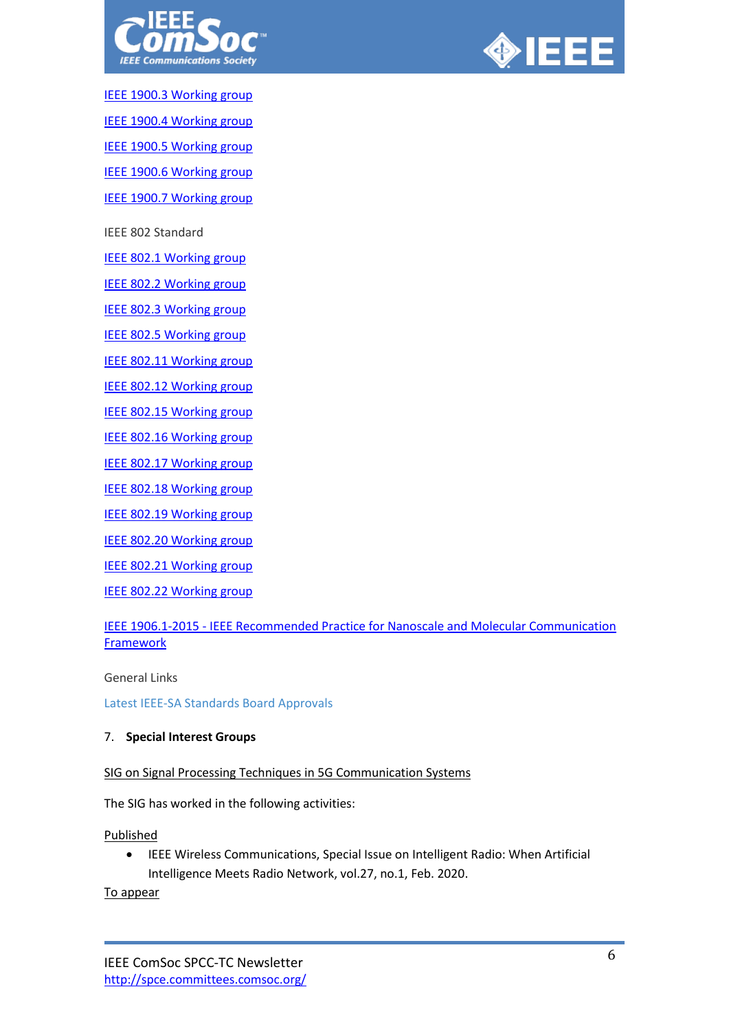IEEE 1900.3 Working group

IEEE 1900.4 Working group

IEEE 1900.5 Working group

IEEE 1900.6 Working group

IEEE 1900.7 Working group

IEEE 802 Standard

IEEE 802.1 Working group

IEEE 802.2 Working group

IEEE 802.3 Working group

IEEE 802.5 Working group

IEEE 802.11 Working group

IEEE 802.12 Working group

IEEE 802.15 Working group

IEEE 802.16 Working group

IEEE 802.17 Working group

IEEE 802.18 Working group

IEEE 802.19 Working group

IEEE 802.20 Working group

IEEE 802.21 Working group

IEEE 802.22 Working group

IEEE 1906.1-2015 - IEEE Recommended Practice for Nanoscale and Molecular Communication Framework

General Links

Latest IEEE-SA Standards Board Approvals

7. **Special Interest Groups**

SIG on Signal Processing Techniques in 5G Communication Systems

The SIG has worked in the following activities:

Published

- IEEE Wireless Communications, Special Issue on Intelligent Radio: When Artificial Intelligence Meets Radio Network, vol.27, no.1, Feb. 2020.

To appear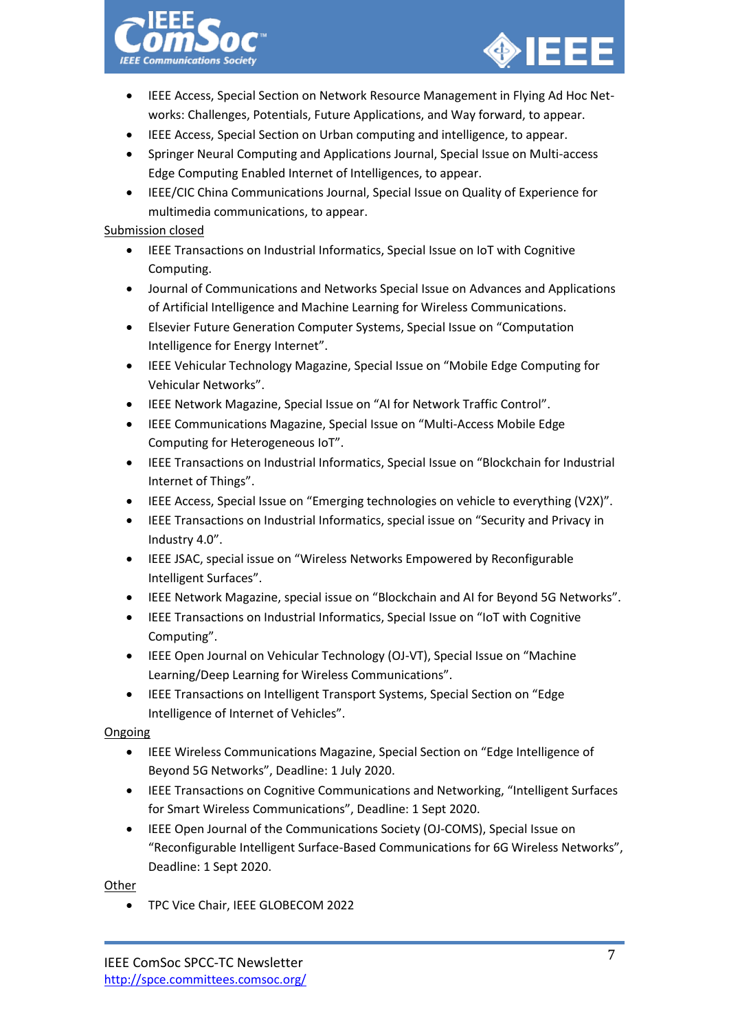- IEEE Access, Special Section on Network Resource Management in Flying Ad Hoc Networks: Challenges, Potentials, Future Applications, and Way forward, to appear.
- IEEE Access, Special Section on Urban computing and intelligence, to appear.
- Springer Neural Computing and Applications Journal, Special Issue on Multi-access Edge Computing Enabled Internet of Intelligences, to appear.
- IEEE/CIC China Communications Journal, Special Issue on Quality of Experience for multimedia communications, to appear.

<u>Submission closed</u>

- IEEE Transactions on Industrial Informatics, Special Issue on IoT with Cognitive Computing.
- Journal of Communications and Networks Special Issue on Advances and Applications of Artificial Intelligence and Machine Learning for Wireless Communications.
- Elsevier Future Generation Computer Systems, Special Issue on "Computation Intelligence for Energy Internet".
- IEEE Vehicular Technology Magazine, Special Issue on "Mobile Edge Computing for Vehicular Networks".
- IEEE Network Magazine, Special Issue on "AI for Network Traffic Control".
- IEEE Communications Magazine, Special Issue on "Multi-Access Mobile Edge Computing for Heterogeneous IoT".
- IEEE Transactions on Industrial Informatics, Special Issue on "Blockchain for Industrial Internet of Things".
- IEEE Access, Special Issue on "Emerging technologies on vehicle to everything (V2X)".
- IEEE Transactions on Industrial Informatics, special issue on "Security and Privacy in Industry 4.0".
- IEEE JSAC, special issue on "Wireless Networks Empowered by Reconfigurable Intelligent Surfaces".
- IEEE Network Magazine, special issue on "Blockchain and AI for Beyond 5G Networks".
- IEEE Transactions on Industrial Informatics, Special Issue on "IoT with Cognitive Computing".
- IEEE Open Journal on Vehicular Technology (OJ-VT), Special Issue on "Machine Learning/Deep Learning for Wireless Communications".
- IEEE Transactions on Intelligent Transport Systems, Special Section on "Edge Intelligence of Internet of Vehicles".

<u>Ongoing</u>

- IEEE Wireless Communications Magazine, Special Section on "Edge Intelligence of Beyond 5G Networks", Deadline: 1 July 2020.
- IEEE Transactions on Cognitive Communications and Networking, "Intelligent Surfaces for Smart Wireless Communications", Deadline: 1 Sept 2020.
- IEEE Open Journal of the Communications Society (OJ-COMS), Special Issue on "Reconfigurable Intelligent Surface-Based Communications for 6G Wireless Networks", Deadline: 1 Sept 2020.

<u>Other</u>

- TPC Vice Chair, IEEE GLOBECOM 2022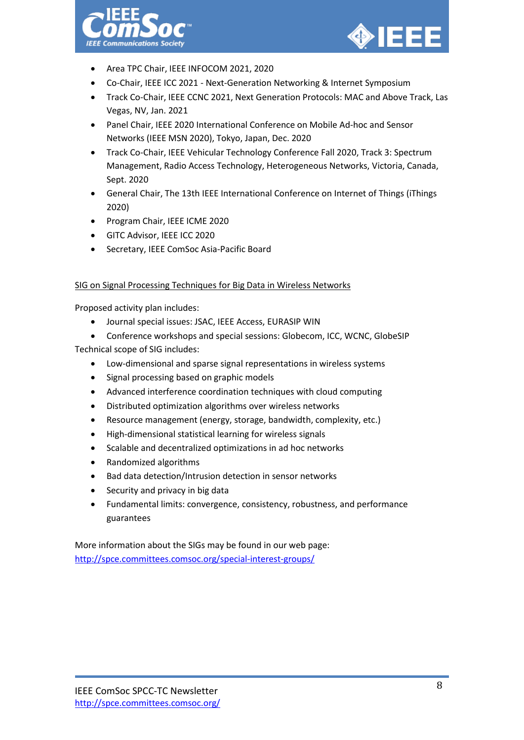- Area TPC Chair, IEEE INFOCOM 2021, 2020
- Co-Chair, IEEE ICC 2021 - Next-Generation Networking & Internet Symposium
- Track Co-Chair, IEEE CCNC 2021, Next Generation Protocols: MAC and Above Track, Las Vegas, NV, Jan. 2021
- Panel Chair, IEEE 2020 International Conference on Mobile Ad-hoc and Sensor Networks (IEEE MSN 2020), Tokyo, Japan, Dec. 2020
- Track Co-Chair, IEEE Vehicular Technology Conference Fall 2020, Track 3: Spectrum Management, Radio Access Technology, Heterogeneous Networks, Victoria, Canada, Sept. 2020
- General Chair, The 13th IEEE International Conference on Internet of Things (iThings 2020)
- Program Chair, IEEE ICME 2020
- GITC Advisor, IEEE ICC 2020
- Secretary, IEEE ComSoc Asia-Pacific Board

<u>SIG on Signal Processing Techniques for Big Data in Wireless Networks</u>

Proposed activity plan includes:

- Journal special issues: JSAC, IEEE Access, EURASIP WIN
- Conference workshops and special sessions: Globecom, ICC, WCNC, GlobeSIP

Technical scope of SIG includes:

- Low-dimensional and sparse signal representations in wireless systems
- Signal processing based on graphic models
- Advanced interference coordination techniques with cloud computing
- Distributed optimization algorithms over wireless networks
- Resource management (energy, storage, bandwidth, complexity, etc.)
- High-dimensional statistical learning for wireless signals
- Scalable and decentralized optimizations in ad hoc networks
- Randomized algorithms
- Bad data detection/Intrusion detection in sensor networks
- Security and privacy in big data
- Fundamental limits: convergence, consistency, robustness, and performance guarantees

More information about the SIGs may be found in our web page:
http://spce.committees.comsoc.org/special-interest-groups/